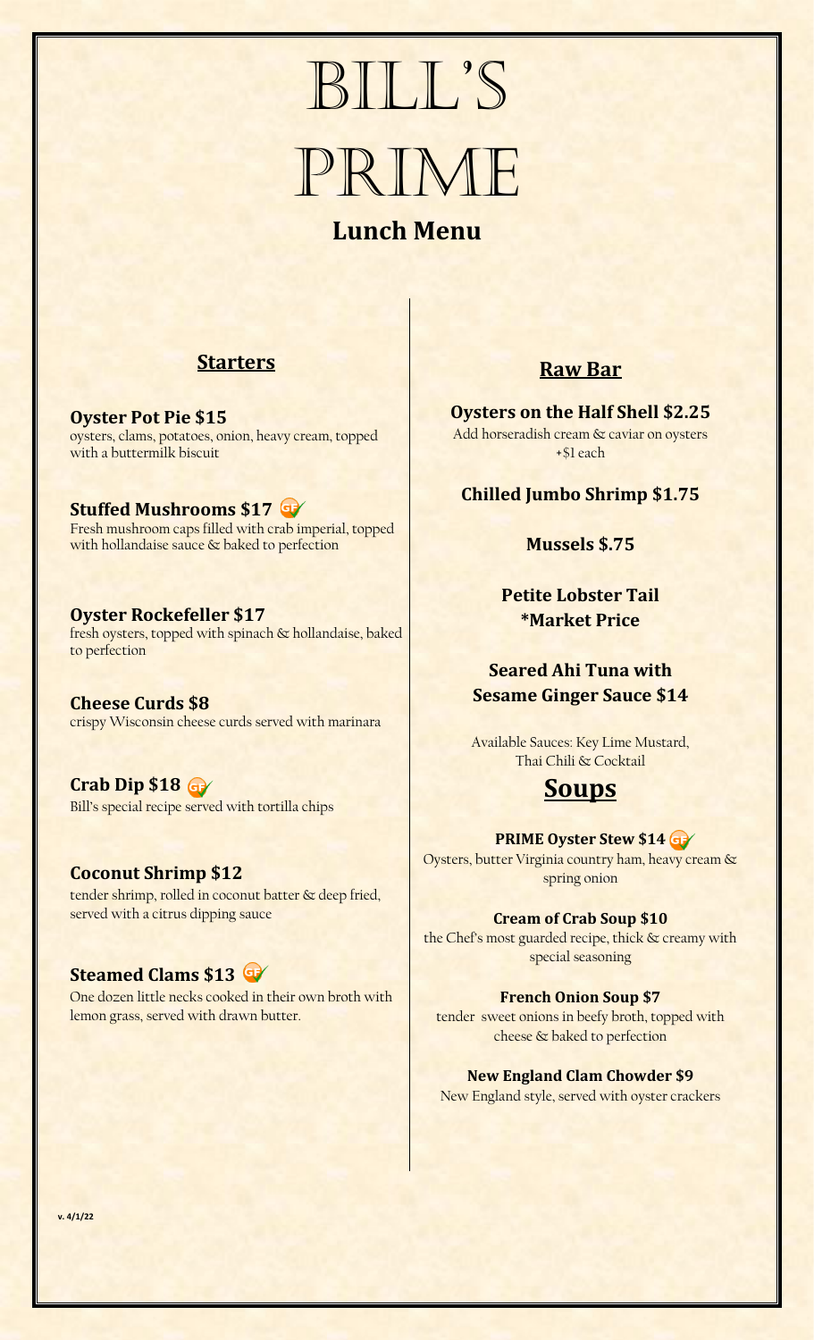# BILL'S PRIME

## Lunch Menu

## Starters

**Oyster Pot Pie $15**
oysters, clams, potatoes, onion, heavy cream, topped with a buttermilk biscuit

**Stuffed Mushrooms $17** (GF)
Fresh mushroom caps filled with crab imperial, topped with hollandaise sauce & baked to perfection

**Oyster Rockefeller $17**
fresh oysters, topped with spinach & hollandaise, baked to perfection

**Cheese Curds $8**
crispy Wisconsin cheese curds served with marinara

**Crab Dip $18** (GF)
Bill's special recipe served with tortilla chips

**Coconut Shrimp $12**
tender shrimp, rolled in coconut batter & deep fried, served with a citrus dipping sauce

**Steamed Clams $13** (GF)
One dozen little necks cooked in their own broth with lemon grass, served with drawn butter.

## Raw Bar

**Oysters on the Half Shell $2.25**
Add horseradish cream & caviar on oysters +$1 each

**Chilled Jumbo Shrimp $1.75**

**Mussels $.75**

**Petite Lobster Tail**
***Market Price**

**Seared Ahi Tuna with Sesame Ginger Sauce $14**

Available Sauces: Key Lime Mustard, Thai Chili & Cocktail

## Soups

**PRIME Oyster Stew $14** (GF)
Oysters, butter Virginia country ham, heavy cream & spring onion

**Cream of Crab Soup $10**
the Chef's most guarded recipe, thick & creamy with special seasoning

**French Onion Soup $7**
tender sweet onions in beefy broth, topped with cheese & baked to perfection

**New England Clam Chowder $9**
New England style, served with oyster crackers

v. 4/1/22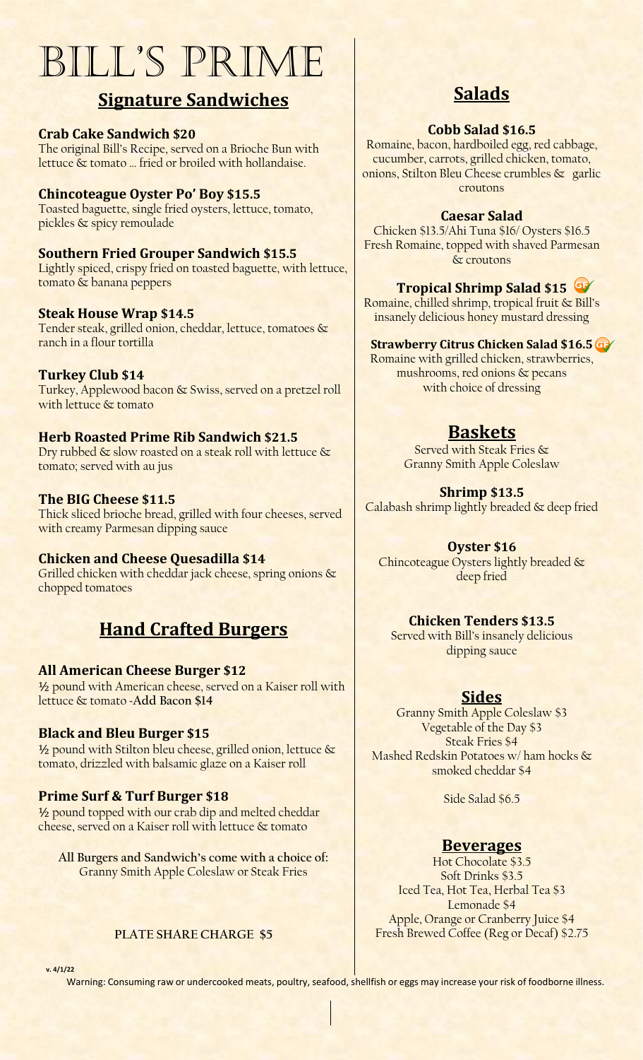# BILL'S PRIME

## Signature Sandwiches

**Crab Cake Sandwich $20**
The original Bill's Recipe, served on a Brioche Bun with lettuce & tomato … fried or broiled with hollandaise.

**Chincoteague Oyster Po' Boy $15.5**
Toasted baguette, single fried oysters, lettuce, tomato, pickles & spicy remoulade

**Southern Fried Grouper Sandwich $15.5**
Lightly spiced, crispy fried on toasted baguette, with lettuce, tomato & banana peppers

**Steak House Wrap $14.5**
Tender steak, grilled onion, cheddar, lettuce, tomatoes & ranch in a flour tortilla

**Turkey Club $14**
Turkey, Applewood bacon & Swiss, served on a pretzel roll with lettuce & tomato

**Herb Roasted Prime Rib Sandwich $21.5**
Dry rubbed & slow roasted on a steak roll with lettuce & tomato; served with au jus

**The BIG Cheese $11.5**
Thick sliced brioche bread, grilled with four cheeses, served with creamy Parmesan dipping sauce

**Chicken and Cheese Quesadilla $14**
Grilled chicken with cheddar jack cheese, spring onions & chopped tomatoes

## Hand Crafted Burgers

**All American Cheese Burger $12**
½ pound with American cheese, served on a Kaiser roll with lettuce & tomato -**Add Bacon $14**

**Black and Bleu Burger $15**
½ pound with Stilton bleu cheese, grilled onion, lettuce & tomato, drizzled with balsamic glaze on a Kaiser roll

**Prime Surf & Turf Burger $18**
½ pound topped with our crab dip and melted cheddar cheese, served on a Kaiser roll with lettuce & tomato

**All Burgers and Sandwich's come with a choice of:**
Granny Smith Apple Coleslaw or Steak Fries

PLATE SHARE CHARGE $5

## Salads

**Cobb Salad $16.5**
Romaine, bacon, hardboiled egg, red cabbage, cucumber, carrots, grilled chicken, tomato, onions, Stilton Bleu Cheese crumbles & garlic croutons

**Caesar Salad**
Chicken $13.5/Ahi Tuna $16/ Oysters $16.5
Fresh Romaine, topped with shaved Parmesan & croutons

**Tropical Shrimp Salad $15** (GF)
Romaine, chilled shrimp, tropical fruit & Bill's insanely delicious honey mustard dressing

**Strawberry Citrus Chicken Salad $16.5** (GF)
Romaine with grilled chicken, strawberries, mushrooms, red onions & pecans with choice of dressing

## Baskets

Served with Steak Fries & Granny Smith Apple Coleslaw

**Shrimp $13.5**
Calabash shrimp lightly breaded & deep fried

**Oyster $16**
Chincoteague Oysters lightly breaded & deep fried

**Chicken Tenders $13.5**
Served with Bill's insanely delicious dipping sauce

## Sides

Granny Smith Apple Coleslaw $3
Vegetable of the Day $3
Steak Fries $4
Mashed Redskin Potatoes w/ ham hocks & smoked cheddar $4

Side Salad $6.5

## Beverages

Hot Chocolate $3.5
Soft Drinks $3.5
Iced Tea, Hot Tea, Herbal Tea $3
Lemonade $4
Apple, Orange or Cranberry Juice $4
Fresh Brewed Coffee (Reg or Decaf) $2.75

v. 4/1/22

Warning: Consuming raw or undercooked meats, poultry, seafood, shellfish or eggs may increase your risk of foodborne illness.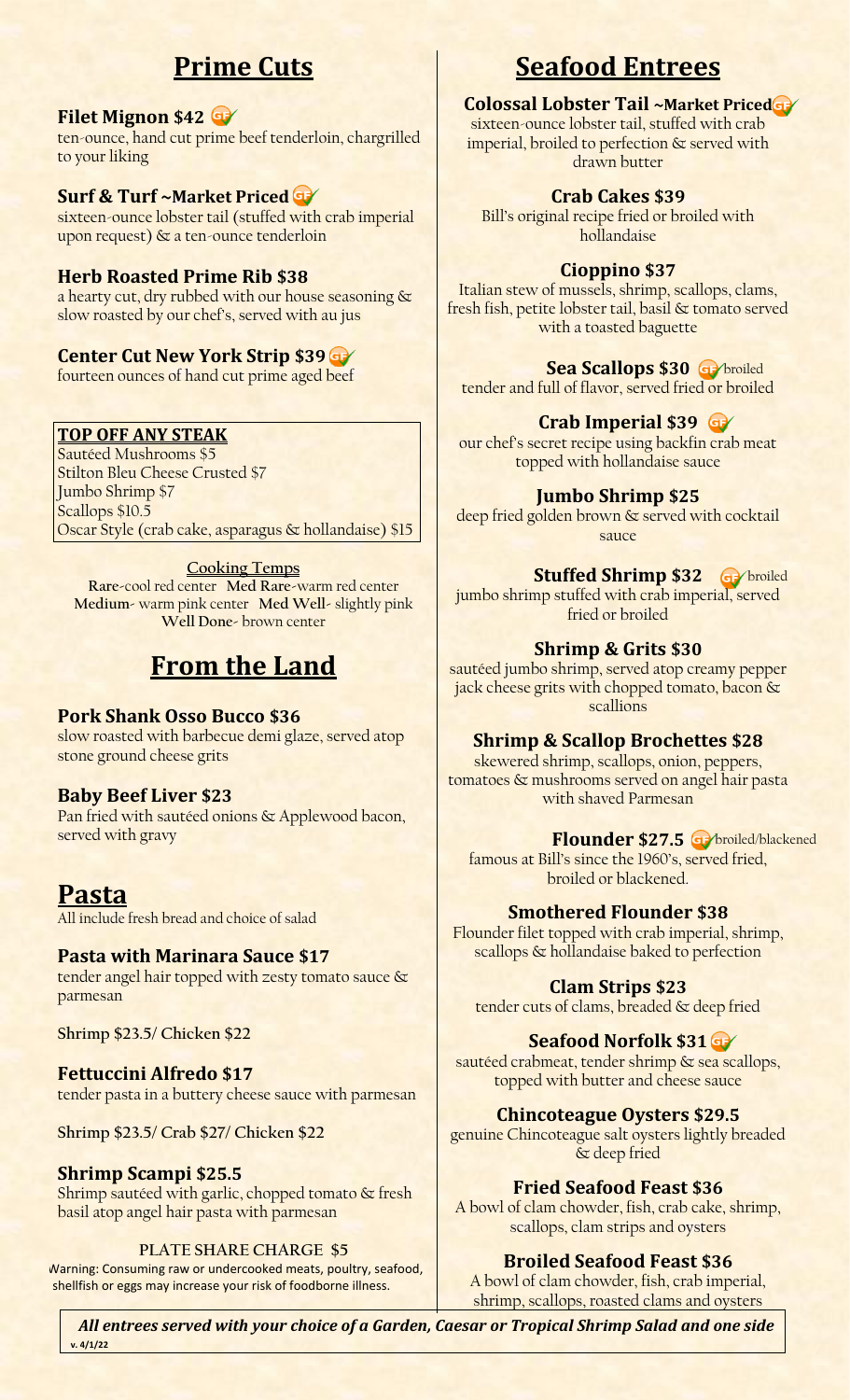## Prime Cuts

### Filet Mignon $42 GF

ten-ounce, hand cut prime beef tenderloin, chargrilled to your liking

### Surf & Turf ~Market Priced GF

sixteen-ounce lobster tail (stuffed with crab imperial upon request) & a ten-ounce tenderloin

### Herb Roasted Prime Rib $38

a hearty cut, dry rubbed with our house seasoning & slow roasted by our chef's, served with au jus

### Center Cut New York Strip $39 GF

fourteen ounces of hand cut prime aged beef

**TOP OFF ANY STEAK**

Sautéed Mushrooms $5
Stilton Bleu Cheese Crusted $7
Jumbo Shrimp $7
Scallops $10.5
Oscar Style (crab cake, asparagus & hollandaise) $15

**Cooking Temps**

**Rare**-cool red center **Med Rare**-warm red center
**Medium**- warm pink center **Med Well**- slightly pink
**Well Done**- brown center

## From the Land

### Pork Shank Osso Bucco $36

slow roasted with barbecue demi glaze, served atop stone ground cheese grits

### Baby Beef Liver $23

Pan fried with sautéed onions & Applewood bacon, served with gravy

## Pasta

All include fresh bread and choice of salad

### Pasta with Marinara Sauce $17

tender angel hair topped with zesty tomato sauce & parmesan

Shrimp $23.5/ Chicken $22

### Fettuccini Alfredo $17

tender pasta in a buttery cheese sauce with parmesan

Shrimp $23.5/ Crab $27/ Chicken $22

### Shrimp Scampi $25.5

Shrimp sautéed with garlic, chopped tomato & fresh basil atop angel hair pasta with parmesan

PLATE SHARE CHARGE $5

Warning: Consuming raw or undercooked meats, poultry, seafood, shellfish or eggs may increase your risk of foodborne illness.

## Seafood Entrees

### Colossal Lobster Tail ~Market Priced GF

sixteen-ounce lobster tail, stuffed with crab imperial, broiled to perfection & served with drawn butter

### Crab Cakes $39

Bill's original recipe fried or broiled with hollandaise

### Cioppino $37

Italian stew of mussels, shrimp, scallops, clams, fresh fish, petite lobster tail, basil & tomato served with a toasted baguette

### Sea Scallops $30 GF broiled

tender and full of flavor, served fried or broiled

### Crab Imperial $39 GF

our chef's secret recipe using backfin crab meat topped with hollandaise sauce

### Jumbo Shrimp $25

deep fried golden brown & served with cocktail sauce

### Stuffed Shrimp $32 GF broiled

jumbo shrimp stuffed with crab imperial, served fried or broiled

### Shrimp & Grits $30

sautéed jumbo shrimp, served atop creamy pepper jack cheese grits with chopped tomato, bacon & scallions

### Shrimp & Scallop Brochettes $28

skewered shrimp, scallops, onion, peppers, tomatoes & mushrooms served on angel hair pasta with shaved Parmesan

### Flounder $27.5 GF broiled/blackened

famous at Bill's since the 1960's, served fried, broiled or blackened.

### Smothered Flounder $38

Flounder filet topped with crab imperial, shrimp, scallops & hollandaise baked to perfection

### Clam Strips $23

tender cuts of clams, breaded & deep fried

### Seafood Norfolk $31 GF

sautéed crabmeat, tender shrimp & sea scallops, topped with butter and cheese sauce

### Chincoteague Oysters $29.5

genuine Chincoteague salt oysters lightly breaded & deep fried

### Fried Seafood Feast $36

A bowl of clam chowder, fish, crab cake, shrimp, scallops, clam strips and oysters

### Broiled Seafood Feast $36

A bowl of clam chowder, fish, crab imperial, shrimp, scallops, roasted clams and oysters

***All entrees served with your choice of a Garden, Caesar or Tropical Shrimp Salad and one side***

v. 4/1/22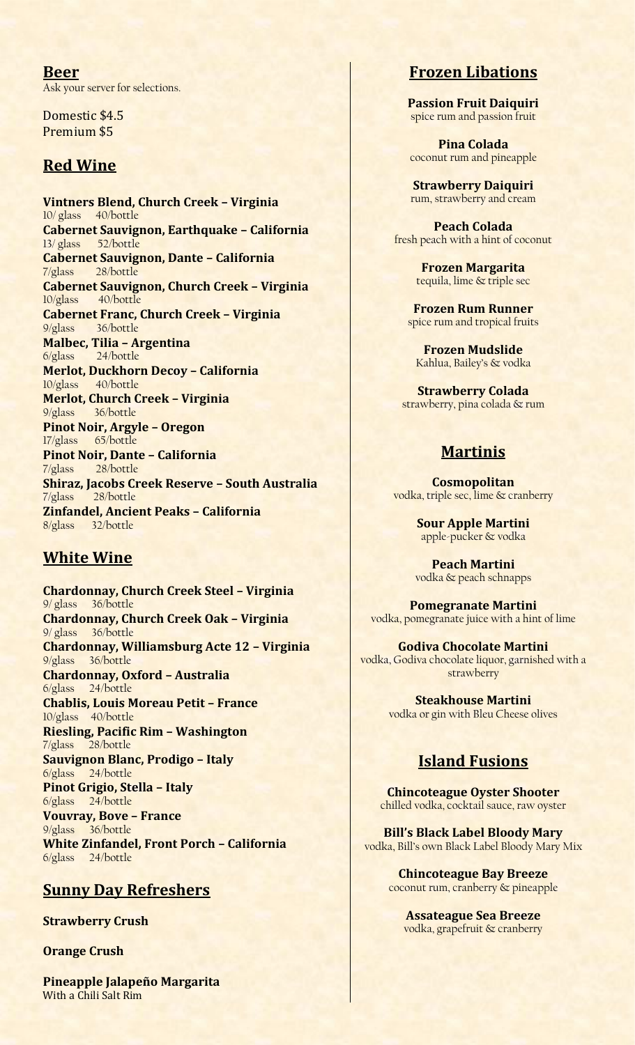## Beer

Ask your server for selections.

Domestic $4.5
Premium $5

## Red Wine

**Vintners Blend, Church Creek – Virginia**
10/ glass 40/bottle

**Cabernet Sauvignon, Earthquake – California**
13/ glass 52/bottle

**Cabernet Sauvignon, Dante – California**
7/glass 28/bottle

**Cabernet Sauvignon, Church Creek – Virginia**
10/glass 40/bottle

**Cabernet Franc, Church Creek – Virginia**
9/glass 36/bottle

**Malbec, Tilia – Argentina**
6/glass 24/bottle

**Merlot, Duckhorn Decoy – California**
10/glass 40/bottle

**Merlot, Church Creek – Virginia**
9/glass 36/bottle

**Pinot Noir, Argyle – Oregon**
17/glass 65/bottle

**Pinot Noir, Dante – California**
7/glass 28/bottle

**Shiraz, Jacobs Creek Reserve – South Australia**
7/glass 28/bottle

**Zinfandel, Ancient Peaks – California**
8/glass 32/bottle

## White Wine

**Chardonnay, Church Creek Steel – Virginia**
9/ glass 36/bottle

**Chardonnay, Church Creek Oak – Virginia**
9/ glass 36/bottle

**Chardonnay, Williamsburg Acte 12 – Virginia**
9/glass 36/bottle

**Chardonnay, Oxford – Australia**
6/glass 24/bottle

**Chablis, Louis Moreau Petit – France**
10/glass 40/bottle

**Riesling, Pacific Rim – Washington**
7/glass 28/bottle

**Sauvignon Blanc, Prodigo – Italy**
6/glass 24/bottle

**Pinot Grigio, Stella – Italy**
6/glass 24/bottle

**Vouvray, Bove – France**
9/glass 36/bottle

**White Zinfandel, Front Porch – California**
6/glass 24/bottle

## Sunny Day Refreshers

**Strawberry Crush**

**Orange Crush**

**Pineapple Jalapeño Margarita**
With a Chili Salt Rim

## Frozen Libations

**Passion Fruit Daiquiri**
spice rum and passion fruit

**Pina Colada**
coconut rum and pineapple

**Strawberry Daiquiri**
rum, strawberry and cream

**Peach Colada**
fresh peach with a hint of coconut

**Frozen Margarita**
tequila, lime & triple sec

**Frozen Rum Runner**
spice rum and tropical fruits

**Frozen Mudslide**
Kahlua, Bailey's & vodka

**Strawberry Colada**
strawberry, pina colada & rum

## Martinis

**Cosmopolitan**
vodka, triple sec, lime & cranberry

**Sour Apple Martini**
apple-pucker & vodka

**Peach Martini**
vodka & peach schnapps

**Pomegranate Martini**
vodka, pomegranate juice with a hint of lime

**Godiva Chocolate Martini**
vodka, Godiva chocolate liquor, garnished with a strawberry

**Steakhouse Martini**
vodka or gin with Bleu Cheese olives

## Island Fusions

**Chincoteague Oyster Shooter**
chilled vodka, cocktail sauce, raw oyster

**Bill's Black Label Bloody Mary**
vodka, Bill's own Black Label Bloody Mary Mix

**Chincoteague Bay Breeze**
coconut rum, cranberry & pineapple

**Assateague Sea Breeze**
vodka, grapefruit & cranberry